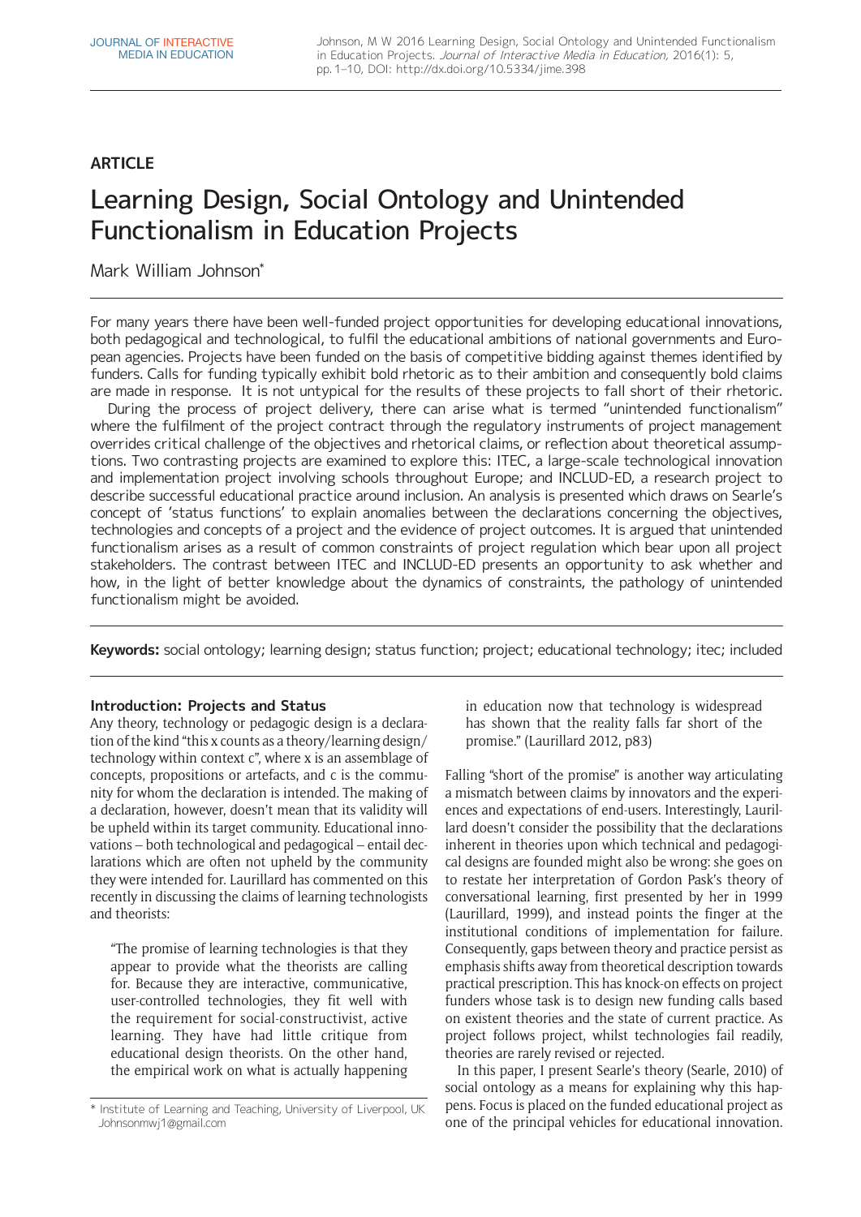ARTICLE

# Learning Design, Social Ontology and Unintended Functionalism in Education Projects

Mark William Johnson*

For many years there have been well-funded project opportunities for developing educational innovations, both pedagogical and technological, to fulfil the educational ambitions of national governments and European agencies. Projects have been funded on the basis of competitive bidding against themes identified by funders. Calls for funding typically exhibit bold rhetoric as to their ambition and consequently bold claims are made in response. It is not untypical for the results of these projects to fall short of their rhetoric.

During the process of project delivery, there can arise what is termed "unintended functionalism" where the fulfilment of the project contract through the regulatory instruments of project management overrides critical challenge of the objectives and rhetorical claims, or reflection about theoretical assumptions. Two contrasting projects are examined to explore this: ITEC, a large-scale technological innovation and implementation project involving schools throughout Europe; and INCLUD-ED, a research project to describe successful educational practice around inclusion. An analysis is presented which draws on Searle's concept of 'status functions' to explain anomalies between the declarations concerning the objectives, technologies and concepts of a project and the evidence of project outcomes. It is argued that unintended functionalism arises as a result of common constraints of project regulation which bear upon all project stakeholders. The contrast between ITEC and INCLUD-ED presents an opportunity to ask whether and how, in the light of better knowledge about the dynamics of constraints, the pathology of unintended functionalism might be avoided.

**Keywords:** social ontology; learning design; status function; project; educational technology; itec; included

## Introduction: Projects and Status

Any theory, technology or pedagogic design is a declaration of the kind "this x counts as a theory/learning design/technology within context c", where x is an assemblage of concepts, propositions or artefacts, and c is the community for whom the declaration is intended. The making of a declaration, however, doesn't mean that its validity will be upheld within its target community. Educational innovations – both technological and pedagogical – entail declarations which are often not upheld by the community they were intended for. Laurillard has commented on this recently in discussing the claims of learning technologists and theorists:

> "The promise of learning technologies is that they appear to provide what the theorists are calling for. Because they are interactive, communicative, user-controlled technologies, they fit well with the requirement for social-constructivist, active learning. They have had little critique from educational design theorists. On the other hand, the empirical work on what is actually happening in education now that technology is widespread has shown that the reality falls far short of the promise." (Laurillard 2012, p83)

Falling "short of the promise" is another way articulating a mismatch between claims by innovators and the experiences and expectations of end-users. Interestingly, Laurillard doesn't consider the possibility that the declarations inherent in theories upon which technical and pedagogical designs are founded might also be wrong: she goes on to restate her interpretation of Gordon Pask's theory of conversational learning, first presented by her in 1999 (Laurillard, 1999), and instead points the finger at the institutional conditions of implementation for failure. Consequently, gaps between theory and practice persist as emphasis shifts away from theoretical description towards practical prescription. This has knock-on effects on project funders whose task is to design new funding calls based on existent theories and the state of current practice. As project follows project, whilst technologies fail readily, theories are rarely revised or rejected.

In this paper, I present Searle's theory (Searle, 2010) of social ontology as a means for explaining why this happens. Focus is placed on the funded educational project as one of the principal vehicles for educational innovation.

\* Institute of Learning and Teaching, University of Liverpool, UK
Johnsonmwj1@gmail.com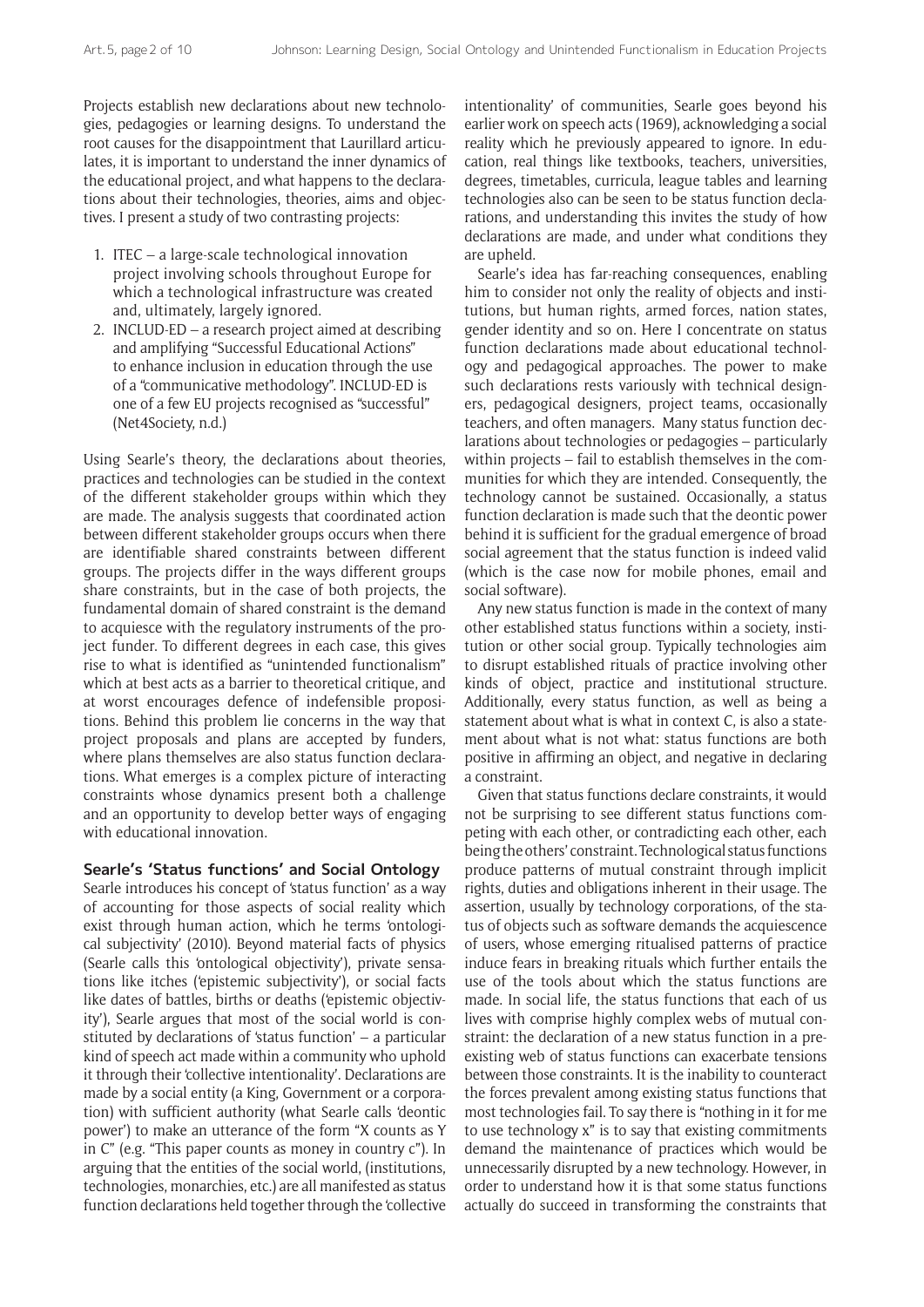Projects establish new declarations about new technologies, pedagogies or learning designs. To understand the root causes for the disappointment that Laurillard articulates, it is important to understand the inner dynamics of the educational project, and what happens to the declarations about their technologies, theories, aims and objectives. I present a study of two contrasting projects:

1. ITEC – a large-scale technological innovation project involving schools throughout Europe for which a technological infrastructure was created and, ultimately, largely ignored.
2. INCLUD-ED – a research project aimed at describing and amplifying "Successful Educational Actions" to enhance inclusion in education through the use of a "communicative methodology". INCLUD-ED is one of a few EU projects recognised as "successful" (Net4Society, n.d.)

Using Searle's theory, the declarations about theories, practices and technologies can be studied in the context of the different stakeholder groups within which they are made. The analysis suggests that coordinated action between different stakeholder groups occurs when there are identifiable shared constraints between different groups. The projects differ in the ways different groups share constraints, but in the case of both projects, the fundamental domain of shared constraint is the demand to acquiesce with the regulatory instruments of the project funder. To different degrees in each case, this gives rise to what is identified as "unintended functionalism" which at best acts as a barrier to theoretical critique, and at worst encourages defence of indefensible propositions. Behind this problem lie concerns in the way that project proposals and plans are accepted by funders, where plans themselves are also status function declarations. What emerges is a complex picture of interacting constraints whose dynamics present both a challenge and an opportunity to develop better ways of engaging with educational innovation.

## Searle's 'Status functions' and Social Ontology

Searle introduces his concept of 'status function' as a way of accounting for those aspects of social reality which exist through human action, which he terms 'ontological subjectivity' (2010). Beyond material facts of physics (Searle calls this 'ontological objectivity'), private sensations like itches ('epistemic subjectivity'), or social facts like dates of battles, births or deaths ('epistemic objectivity'), Searle argues that most of the social world is constituted by declarations of 'status function' – a particular kind of speech act made within a community who uphold it through their 'collective intentionality'. Declarations are made by a social entity (a King, Government or a corporation) with sufficient authority (what Searle calls 'deontic power') to make an utterance of the form "X counts as Y in C" (e.g. "This paper counts as money in country c"). In arguing that the entities of the social world, (institutions, technologies, monarchies, etc.) are all manifested as status function declarations held together through the 'collective intentionality' of communities, Searle goes beyond his earlier work on speech acts (1969), acknowledging a social reality which he previously appeared to ignore. In education, real things like textbooks, teachers, universities, degrees, timetables, curricula, league tables and learning technologies also can be seen to be status function declarations, and understanding this invites the study of how declarations are made, and under what conditions they are upheld.

Searle's idea has far-reaching consequences, enabling him to consider not only the reality of objects and institutions, but human rights, armed forces, nation states, gender identity and so on. Here I concentrate on status function declarations made about educational technology and pedagogical approaches. The power to make such declarations rests variously with technical designers, pedagogical designers, project teams, occasionally teachers, and often managers. Many status function declarations about technologies or pedagogies – particularly within projects – fail to establish themselves in the communities for which they are intended. Consequently, the technology cannot be sustained. Occasionally, a status function declaration is made such that the deontic power behind it is sufficient for the gradual emergence of broad social agreement that the status function is indeed valid (which is the case now for mobile phones, email and social software).

Any new status function is made in the context of many other established status functions within a society, institution or other social group. Typically technologies aim to disrupt established rituals of practice involving other kinds of object, practice and institutional structure. Additionally, every status function, as well as being a statement about what is what in context C, is also a statement about what is not what: status functions are both positive in affirming an object, and negative in declaring a constraint.

Given that status functions declare constraints, it would not be surprising to see different status functions competing with each other, or contradicting each other, each being the others' constraint. Technological status functions produce patterns of mutual constraint through implicit rights, duties and obligations inherent in their usage. The assertion, usually by technology corporations, of the status of objects such as software demands the acquiescence of users, whose emerging ritualised patterns of practice induce fears in breaking rituals which further entails the use of the tools about which the status functions are made. In social life, the status functions that each of us lives with comprise highly complex webs of mutual constraint: the declaration of a new status function in a pre-existing web of status functions can exacerbate tensions between those constraints. It is the inability to counteract the forces prevalent among existing status functions that most technologies fail. To say there is "nothing in it for me to use technology x" is to say that existing commitments demand the maintenance of practices which would be unnecessarily disrupted by a new technology. However, in order to understand how it is that some status functions actually do succeed in transforming the constraints that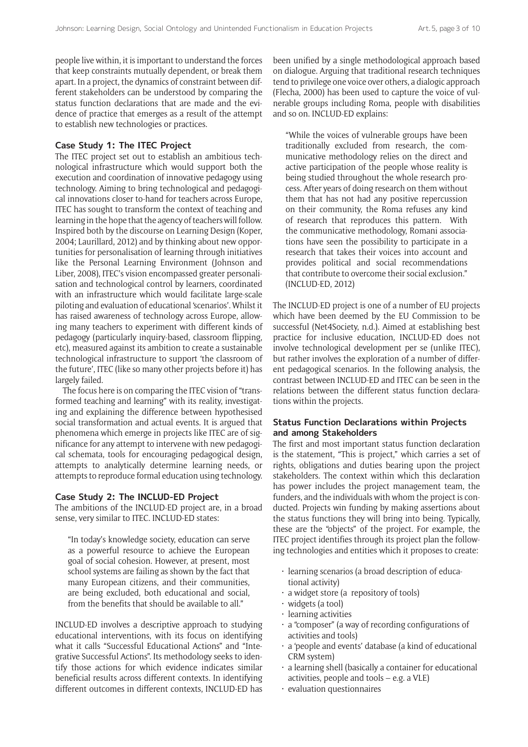people live within, it is important to understand the forces that keep constraints mutually dependent, or break them apart. In a project, the dynamics of constraint between different stakeholders can be understood by comparing the status function declarations that are made and the evidence of practice that emerges as a result of the attempt to establish new technologies or practices.

### Case Study 1: The ITEC Project

The ITEC project set out to establish an ambitious technological infrastructure which would support both the execution and coordination of innovative pedagogy using technology. Aiming to bring technological and pedagogical innovations closer to-hand for teachers across Europe, ITEC has sought to transform the context of teaching and learning in the hope that the agency of teachers will follow. Inspired both by the discourse on Learning Design (Koper, 2004; Laurillard, 2012) and by thinking about new opportunities for personalisation of learning through initiatives like the Personal Learning Environment (Johnson and Liber, 2008), ITEC's vision encompassed greater personalisation and technological control by learners, coordinated with an infrastructure which would facilitate large-scale piloting and evaluation of educational 'scenarios'. Whilst it has raised awareness of technology across Europe, allowing many teachers to experiment with different kinds of pedagogy (particularly inquiry-based, classroom flipping, etc), measured against its ambition to create a sustainable technological infrastructure to support 'the classroom of the future', ITEC (like so many other projects before it) has largely failed.

The focus here is on comparing the ITEC vision of "transformed teaching and learning" with its reality, investigating and explaining the difference between hypothesised social transformation and actual events. It is argued that phenomena which emerge in projects like ITEC are of significance for any attempt to intervene with new pedagogical schemata, tools for encouraging pedagogical design, attempts to analytically determine learning needs, or attempts to reproduce formal education using technology.

### Case Study 2: The INCLUD-ED Project

The ambitions of the INCLUD-ED project are, in a broad sense, very similar to ITEC. INCLUD-ED states:

> "In today's knowledge society, education can serve as a powerful resource to achieve the European goal of social cohesion. However, at present, most school systems are failing as shown by the fact that many European citizens, and their communities, are being excluded, both educational and social, from the benefits that should be available to all."

INCLUD-ED involves a descriptive approach to studying educational interventions, with its focus on identifying what it calls "Successful Educational Actions" and "Integrative Successful Actions". Its methodology seeks to identify those actions for which evidence indicates similar beneficial results across different contexts. In identifying different outcomes in different contexts, INCLUD-ED has been unified by a single methodological approach based on dialogue. Arguing that traditional research techniques tend to privilege one voice over others, a dialogic approach (Flecha, 2000) has been used to capture the voice of vulnerable groups including Roma, people with disabilities and so on. INCLUD-ED explains:

> "While the voices of vulnerable groups have been traditionally excluded from research, the communicative methodology relies on the direct and active participation of the people whose reality is being studied throughout the whole research process. After years of doing research on them without them that has not had any positive repercussion on their community, the Roma refuses any kind of research that reproduces this pattern. With the communicative methodology, Romani associations have seen the possibility to participate in a research that takes their voices into account and provides political and social recommendations that contribute to overcome their social exclusion." (INCLUD-ED, 2012)

The INCLUD-ED project is one of a number of EU projects which have been deemed by the EU Commission to be successful (Net4Society, n.d.). Aimed at establishing best practice for inclusive education, INCLUD-ED does not involve technological development per se (unlike ITEC), but rather involves the exploration of a number of different pedagogical scenarios. In the following analysis, the contrast between INCLUD-ED and ITEC can be seen in the relations between the different status function declarations within the projects.

### Status Function Declarations within Projects and among Stakeholders

The first and most important status function declaration is the statement, "This is project," which carries a set of rights, obligations and duties bearing upon the project stakeholders. The context within which this declaration has power includes the project management team, the funders, and the individuals with whom the project is conducted. Projects win funding by making assertions about the status functions they will bring into being. Typically, these are the "objects" of the project. For example, the ITEC project identifies through its project plan the following technologies and entities which it proposes to create:

- learning scenarios (a broad description of educational activity)
- a widget store (a repository of tools)
- widgets (a tool)
- learning activities
- a "composer" (a way of recording configurations of activities and tools)
- a 'people and events' database (a kind of educational CRM system)
- a learning shell (basically a container for educational activities, people and tools – e.g. a VLE)
- evaluation questionnaires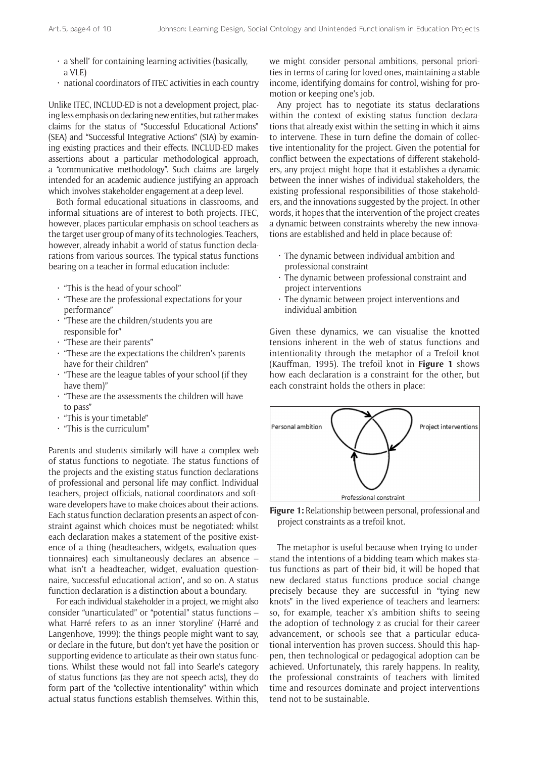- a 'shell' for containing learning activities (basically, a VLE)
- national coordinators of ITEC activities in each country

Unlike ITEC, INCLUD-ED is not a development project, placing less emphasis on declaring new entities, but rather makes claims for the status of "Successful Educational Actions" (SEA) and "Successful Integrative Actions" (SIA) by examining existing practices and their effects. INCLUD-ED makes assertions about a particular methodological approach, a "communicative methodology". Such claims are largely intended for an academic audience justifying an approach which involves stakeholder engagement at a deep level.

Both formal educational situations in classrooms, and informal situations are of interest to both projects. ITEC, however, places particular emphasis on school teachers as the target user group of many of its technologies. Teachers, however, already inhabit a world of status function declarations from various sources. The typical status functions bearing on a teacher in formal education include:

- "This is the head of your school"
- "These are the professional expectations for your performance"
- "These are the children/students you are responsible for"
- "These are their parents"
- "These are the expectations the children's parents have for their children"
- "These are the league tables of your school (if they have them)"
- "These are the assessments the children will have to pass"
- "This is your timetable"
- "This is the curriculum"

Parents and students similarly will have a complex web of status functions to negotiate. The status functions of the projects and the existing status function declarations of professional and personal life may conflict. Individual teachers, project officials, national coordinators and software developers have to make choices about their actions. Each status function declaration presents an aspect of constraint against which choices must be negotiated: whilst each declaration makes a statement of the positive existence of a thing (headteachers, widgets, evaluation questionnaires) each simultaneously declares an absence – what isn't a headteacher, widget, evaluation questionnaire, 'successful educational action', and so on. A status function declaration is a distinction about a boundary.

For each individual stakeholder in a project, we might also consider "unarticulated" or "potential" status functions – what Harré refers to as an inner 'storyline' (Harré and Langenhove, 1999): the things people might want to say, or declare in the future, but don't yet have the position or supporting evidence to articulate as their own status functions. Whilst these would not fall into Searle's category of status functions (as they are not speech acts), they do form part of the "collective intentionality" within which actual status functions establish themselves. Within this, we might consider personal ambitions, personal priorities in terms of caring for loved ones, maintaining a stable income, identifying domains for control, wishing for promotion or keeping one's job.

Any project has to negotiate its status declarations within the context of existing status function declarations that already exist within the setting in which it aims to intervene. These in turn define the domain of collective intentionality for the project. Given the potential for conflict between the expectations of different stakeholders, any project might hope that it establishes a dynamic between the inner wishes of individual stakeholders, the existing professional responsibilities of those stakeholders, and the innovations suggested by the project. In other words, it hopes that the intervention of the project creates a dynamic between constraints whereby the new innovations are established and held in place because of:

- The dynamic between individual ambition and professional constraint
- The dynamic between professional constraint and project interventions
- The dynamic between project interventions and individual ambition

Given these dynamics, we can visualise the knotted tensions inherent in the web of status functions and intentionality through the metaphor of a Trefoil knot (Kauffman, 1995). The trefoil knot in **Figure 1** shows how each declaration is a constraint for the other, but each constraint holds the others in place:

**Figure 1:** Relationship between personal, professional and project constraints as a trefoil knot.

The metaphor is useful because when trying to understand the intentions of a bidding team which makes status functions as part of their bid, it will be hoped that new declared status functions produce social change precisely because they are successful in "tying new knots" in the lived experience of teachers and learners: so, for example, teacher x's ambition shifts to seeing the adoption of technology z as crucial for their career advancement, or schools see that a particular educational intervention has proven success. Should this happen, then technological or pedagogical adoption can be achieved. Unfortunately, this rarely happens. In reality, the professional constraints of teachers with limited time and resources dominate and project interventions tend not to be sustainable.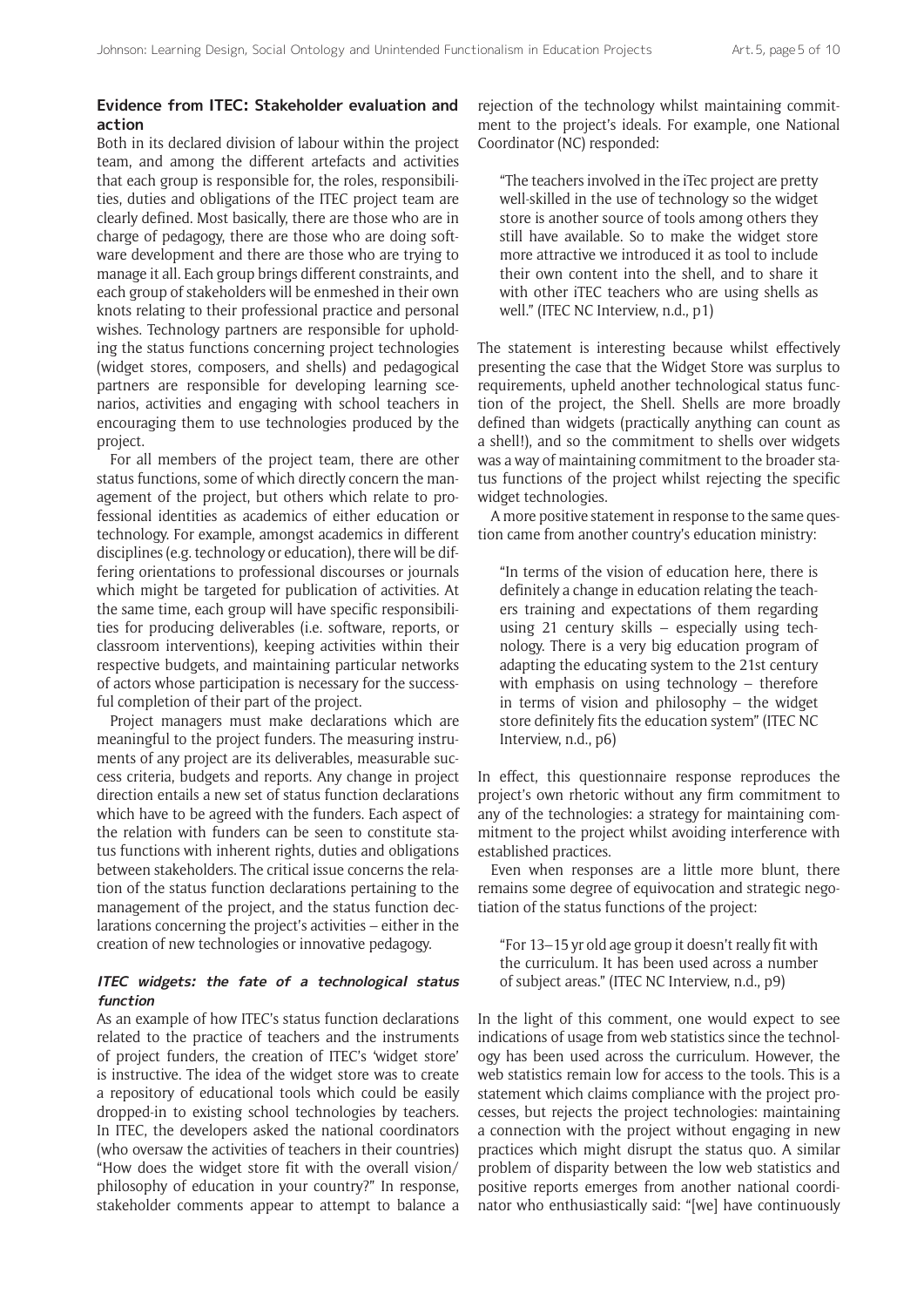## Evidence from ITEC: Stakeholder evaluation and action

Both in its declared division of labour within the project team, and among the different artefacts and activities that each group is responsible for, the roles, responsibilities, duties and obligations of the ITEC project team are clearly defined. Most basically, there are those who are in charge of pedagogy, there are those who are doing software development and there are those who are trying to manage it all. Each group brings different constraints, and each group of stakeholders will be enmeshed in their own knots relating to their professional practice and personal wishes. Technology partners are responsible for upholding the status functions concerning project technologies (widget stores, composers, and shells) and pedagogical partners are responsible for developing learning scenarios, activities and engaging with school teachers in encouraging them to use technologies produced by the project.

For all members of the project team, there are other status functions, some of which directly concern the management of the project, but others which relate to professional identities as academics of either education or technology. For example, amongst academics in different disciplines (e.g. technology or education), there will be differing orientations to professional discourses or journals which might be targeted for publication of activities. At the same time, each group will have specific responsibilities for producing deliverables (i.e. software, reports, or classroom interventions), keeping activities within their respective budgets, and maintaining particular networks of actors whose participation is necessary for the successful completion of their part of the project.

Project managers must make declarations which are meaningful to the project funders. The measuring instruments of any project are its deliverables, measurable success criteria, budgets and reports. Any change in project direction entails a new set of status function declarations which have to be agreed with the funders. Each aspect of the relation with funders can be seen to constitute status functions with inherent rights, duties and obligations between stakeholders. The critical issue concerns the relation of the status function declarations pertaining to the management of the project, and the status function declarations concerning the project's activities – either in the creation of new technologies or innovative pedagogy.

### *ITEC widgets: the fate of a technological status function*

As an example of how ITEC's status function declarations related to the practice of teachers and the instruments of project funders, the creation of ITEC's 'widget store' is instructive. The idea of the widget store was to create a repository of educational tools which could be easily dropped-in to existing school technologies by teachers. In ITEC, the developers asked the national coordinators (who oversaw the activities of teachers in their countries) "How does the widget store fit with the overall vision/philosophy of education in your country?" In response, stakeholder comments appear to attempt to balance a rejection of the technology whilst maintaining commitment to the project's ideals. For example, one National Coordinator (NC) responded:

> "The teachers involved in the iTec project are pretty well-skilled in the use of technology so the widget store is another source of tools among others they still have available. So to make the widget store more attractive we introduced it as tool to include their own content into the shell, and to share it with other iTEC teachers who are using shells as well." (ITEC NC Interview, n.d., p1)

The statement is interesting because whilst effectively presenting the case that the Widget Store was surplus to requirements, upheld another technological status function of the project, the Shell. Shells are more broadly defined than widgets (practically anything can count as a shell!), and so the commitment to shells over widgets was a way of maintaining commitment to the broader status functions of the project whilst rejecting the specific widget technologies.

A more positive statement in response to the same question came from another country's education ministry:

> "In terms of the vision of education here, there is definitely a change in education relating the teachers training and expectations of them regarding using 21 century skills – especially using technology. There is a very big education program of adapting the educating system to the 21st century with emphasis on using technology – therefore in terms of vision and philosophy – the widget store definitely fits the education system" (ITEC NC Interview, n.d., p6)

In effect, this questionnaire response reproduces the project's own rhetoric without any firm commitment to any of the technologies: a strategy for maintaining commitment to the project whilst avoiding interference with established practices.

Even when responses are a little more blunt, there remains some degree of equivocation and strategic negotiation of the status functions of the project:

> "For 13–15 yr old age group it doesn't really fit with the curriculum. It has been used across a number of subject areas." (ITEC NC Interview, n.d., p9)

In the light of this comment, one would expect to see indications of usage from web statistics since the technology has been used across the curriculum. However, the web statistics remain low for access to the tools. This is a statement which claims compliance with the project processes, but rejects the project technologies: maintaining a connection with the project without engaging in new practices which might disrupt the status quo. A similar problem of disparity between the low web statistics and positive reports emerges from another national coordinator who enthusiastically said: "[we] have continuously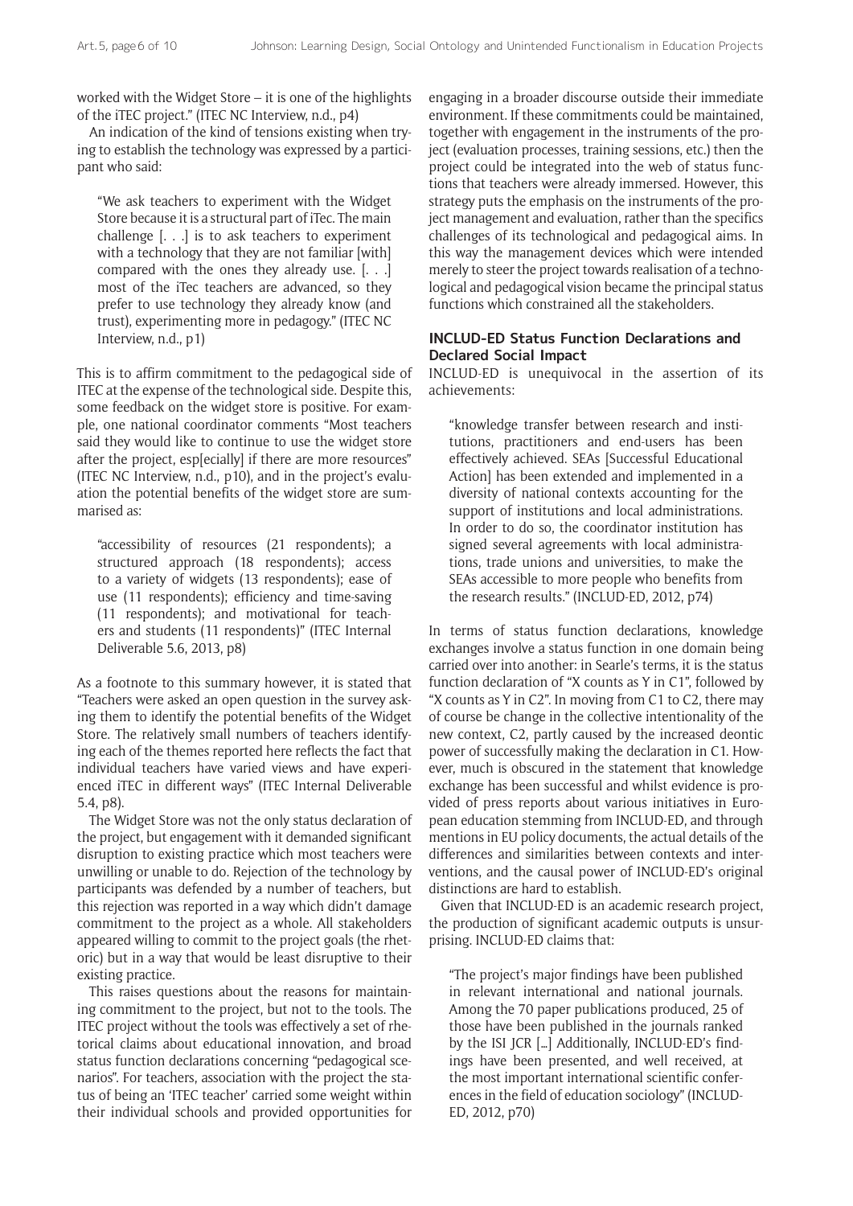worked with the Widget Store – it is one of the highlights of the iTEC project." (ITEC NC Interview, n.d., p4)

An indication of the kind of tensions existing when trying to establish the technology was expressed by a participant who said:

> "We ask teachers to experiment with the Widget Store because it is a structural part of iTec. The main challenge [. . .] is to ask teachers to experiment with a technology that they are not familiar [with] compared with the ones they already use. [. . .] most of the iTec teachers are advanced, so they prefer to use technology they already know (and trust), experimenting more in pedagogy." (ITEC NC Interview, n.d., p1)

This is to affirm commitment to the pedagogical side of ITEC at the expense of the technological side. Despite this, some feedback on the widget store is positive. For example, one national coordinator comments "Most teachers said they would like to continue to use the widget store after the project, esp[ecially] if there are more resources" (ITEC NC Interview, n.d., p10), and in the project's evaluation the potential benefits of the widget store are summarised as:

> "accessibility of resources (21 respondents); a structured approach (18 respondents); access to a variety of widgets (13 respondents); ease of use (11 respondents); efficiency and time-saving (11 respondents); and motivational for teachers and students (11 respondents)" (ITEC Internal Deliverable 5.6, 2013, p8)

As a footnote to this summary however, it is stated that "Teachers were asked an open question in the survey asking them to identify the potential benefits of the Widget Store. The relatively small numbers of teachers identifying each of the themes reported here reflects the fact that individual teachers have varied views and have experienced iTEC in different ways" (ITEC Internal Deliverable 5.4, p8).

The Widget Store was not the only status declaration of the project, but engagement with it demanded significant disruption to existing practice which most teachers were unwilling or unable to do. Rejection of the technology by participants was defended by a number of teachers, but this rejection was reported in a way which didn't damage commitment to the project as a whole. All stakeholders appeared willing to commit to the project goals (the rhetoric) but in a way that would be least disruptive to their existing practice.

This raises questions about the reasons for maintaining commitment to the project, but not to the tools. The ITEC project without the tools was effectively a set of rhetorical claims about educational innovation, and broad status function declarations concerning "pedagogical scenarios". For teachers, association with the project the status of being an 'ITEC teacher' carried some weight within their individual schools and provided opportunities for engaging in a broader discourse outside their immediate environment. If these commitments could be maintained, together with engagement in the instruments of the project (evaluation processes, training sessions, etc.) then the project could be integrated into the web of status functions that teachers were already immersed. However, this strategy puts the emphasis on the instruments of the project management and evaluation, rather than the specifics challenges of its technological and pedagogical aims. In this way the management devices which were intended merely to steer the project towards realisation of a technological and pedagogical vision became the principal status functions which constrained all the stakeholders.

### INCLUD-ED Status Function Declarations and Declared Social Impact

INCLUD-ED is unequivocal in the assertion of its achievements:

> "knowledge transfer between research and institutions, practitioners and end-users has been effectively achieved. SEAs [Successful Educational Action] has been extended and implemented in a diversity of national contexts accounting for the support of institutions and local administrations. In order to do so, the coordinator institution has signed several agreements with local administrations, trade unions and universities, to make the SEAs accessible to more people who benefits from the research results." (INCLUD-ED, 2012, p74)

In terms of status function declarations, knowledge exchanges involve a status function in one domain being carried over into another: in Searle's terms, it is the status function declaration of "X counts as Y in C1", followed by "X counts as Y in C2". In moving from C1 to C2, there may of course be change in the collective intentionality of the new context, C2, partly caused by the increased deontic power of successfully making the declaration in C1. However, much is obscured in the statement that knowledge exchange has been successful and whilst evidence is provided of press reports about various initiatives in European education stemming from INCLUD-ED, and through mentions in EU policy documents, the actual details of the differences and similarities between contexts and interventions, and the causal power of INCLUD-ED's original distinctions are hard to establish.

Given that INCLUD-ED is an academic research project, the production of significant academic outputs is unsurprising. INCLUD-ED claims that:

> "The project's major findings have been published in relevant international and national journals. Among the 70 paper publications produced, 25 of those have been published in the journals ranked by the ISI JCR […] Additionally, INCLUD-ED's findings have been presented, and well received, at the most important international scientific conferences in the field of education sociology" (INCLUD-ED, 2012, p70)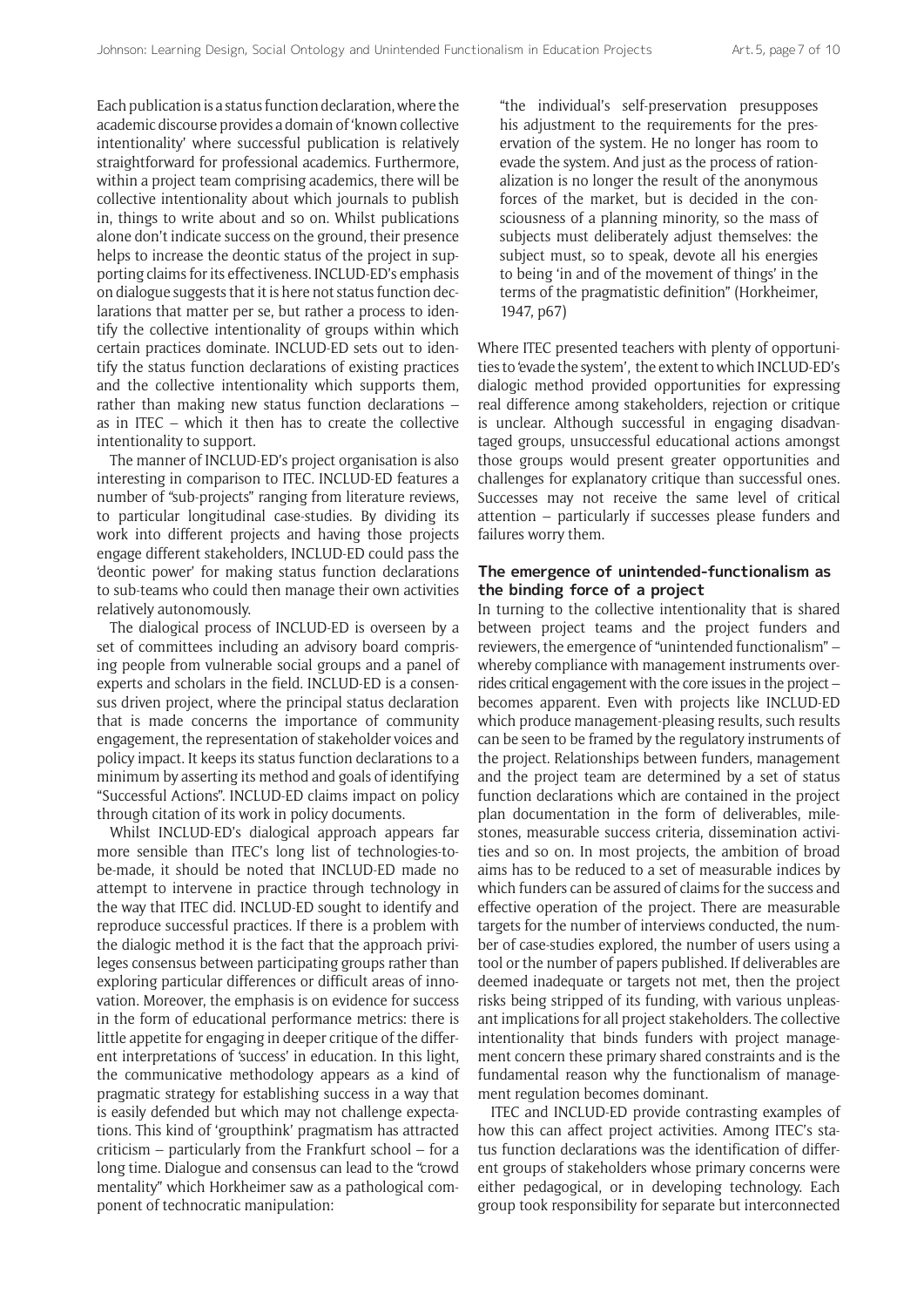Each publication is a status function declaration, where the academic discourse provides a domain of 'known collective intentionality' where successful publication is relatively straightforward for professional academics. Furthermore, within a project team comprising academics, there will be collective intentionality about which journals to publish in, things to write about and so on. Whilst publications alone don't indicate success on the ground, their presence helps to increase the deontic status of the project in supporting claims for its effectiveness. INCLUD-ED's emphasis on dialogue suggests that it is here not status function declarations that matter per se, but rather a process to identify the collective intentionality of groups within which certain practices dominate. INCLUD-ED sets out to identify the status function declarations of existing practices and the collective intentionality which supports them, rather than making new status function declarations – as in ITEC – which it then has to create the collective intentionality to support.

The manner of INCLUD-ED's project organisation is also interesting in comparison to ITEC. INCLUD-ED features a number of "sub-projects" ranging from literature reviews, to particular longitudinal case-studies. By dividing its work into different projects and having those projects engage different stakeholders, INCLUD-ED could pass the 'deontic power' for making status function declarations to sub-teams who could then manage their own activities relatively autonomously.

The dialogical process of INCLUD-ED is overseen by a set of committees including an advisory board comprising people from vulnerable social groups and a panel of experts and scholars in the field. INCLUD-ED is a consensus driven project, where the principal status declaration that is made concerns the importance of community engagement, the representation of stakeholder voices and policy impact. It keeps its status function declarations to a minimum by asserting its method and goals of identifying "Successful Actions". INCLUD-ED claims impact on policy through citation of its work in policy documents.

Whilst INCLUD-ED's dialogical approach appears far more sensible than ITEC's long list of technologies-to-be-made, it should be noted that INCLUD-ED made no attempt to intervene in practice through technology in the way that ITEC did. INCLUD-ED sought to identify and reproduce successful practices. If there is a problem with the dialogic method it is the fact that the approach privileges consensus between participating groups rather than exploring particular differences or difficult areas of innovation. Moreover, the emphasis is on evidence for success in the form of educational performance metrics: there is little appetite for engaging in deeper critique of the different interpretations of 'success' in education. In this light, the communicative methodology appears as a kind of pragmatic strategy for establishing success in a way that is easily defended but which may not challenge expectations. This kind of 'groupthink' pragmatism has attracted criticism – particularly from the Frankfurt school – for a long time. Dialogue and consensus can lead to the "crowd mentality" which Horkheimer saw as a pathological component of technocratic manipulation:

> "the individual's self-preservation presupposes his adjustment to the requirements for the preservation of the system. He no longer has room to evade the system. And just as the process of rationalization is no longer the result of the anonymous forces of the market, but is decided in the consciousness of a planning minority, so the mass of subjects must deliberately adjust themselves: the subject must, so to speak, devote all his energies to being 'in and of the movement of things' in the terms of the pragmatistic definition" (Horkheimer, 1947, p67)

Where ITEC presented teachers with plenty of opportunities to 'evade the system', the extent to which INCLUD-ED's dialogic method provided opportunities for expressing real difference among stakeholders, rejection or critique is unclear. Although successful in engaging disadvantaged groups, unsuccessful educational actions amongst those groups would present greater opportunities and challenges for explanatory critique than successful ones. Successes may not receive the same level of critical attention – particularly if successes please funders and failures worry them.

### The emergence of unintended-functionalism as the binding force of a project

In turning to the collective intentionality that is shared between project teams and the project funders and reviewers, the emergence of "unintended functionalism" – whereby compliance with management instruments overrides critical engagement with the core issues in the project – becomes apparent. Even with projects like INCLUD-ED which produce management-pleasing results, such results can be seen to be framed by the regulatory instruments of the project. Relationships between funders, management and the project team are determined by a set of status function declarations which are contained in the project plan documentation in the form of deliverables, milestones, measurable success criteria, dissemination activities and so on. In most projects, the ambition of broad aims has to be reduced to a set of measurable indices by which funders can be assured of claims for the success and effective operation of the project. There are measurable targets for the number of interviews conducted, the number of case-studies explored, the number of users using a tool or the number of papers published. If deliverables are deemed inadequate or targets not met, then the project risks being stripped of its funding, with various unpleasant implications for all project stakeholders. The collective intentionality that binds funders with project management concern these primary shared constraints and is the fundamental reason why the functionalism of management regulation becomes dominant.

ITEC and INCLUD-ED provide contrasting examples of how this can affect project activities. Among ITEC's status function declarations was the identification of different groups of stakeholders whose primary concerns were either pedagogical, or in developing technology. Each group took responsibility for separate but interconnected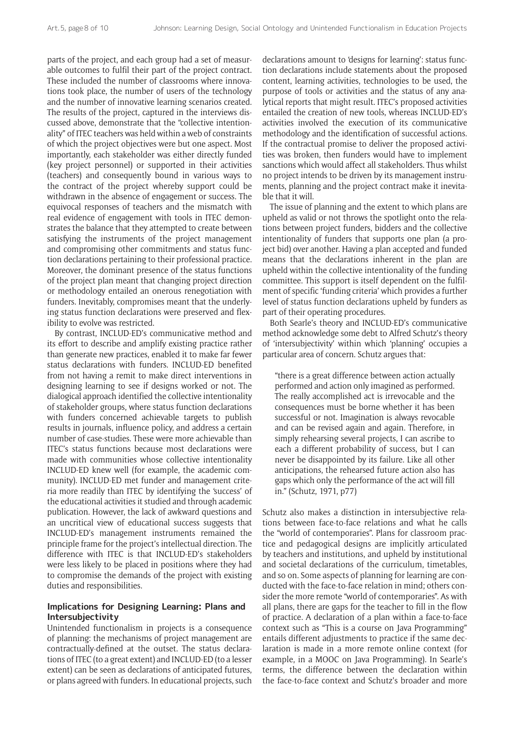parts of the project, and each group had a set of measurable outcomes to fulfil their part of the project contract. These included the number of classrooms where innovations took place, the number of users of the technology and the number of innovative learning scenarios created. The results of the project, captured in the interviews discussed above, demonstrate that the "collective intentionality" of ITEC teachers was held within a web of constraints of which the project objectives were but one aspect. Most importantly, each stakeholder was either directly funded (key project personnel) or supported in their activities (teachers) and consequently bound in various ways to the contract of the project whereby support could be withdrawn in the absence of engagement or success. The equivocal responses of teachers and the mismatch with real evidence of engagement with tools in ITEC demonstrates the balance that they attempted to create between satisfying the instruments of the project management and compromising other commitments and status function declarations pertaining to their professional practice. Moreover, the dominant presence of the status functions of the project plan meant that changing project direction or methodology entailed an onerous renegotiation with funders. Inevitably, compromises meant that the underlying status function declarations were preserved and flexibility to evolve was restricted.

By contrast, INCLUD-ED's communicative method and its effort to describe and amplify existing practice rather than generate new practices, enabled it to make far fewer status declarations with funders. INCLUD-ED benefited from not having a remit to make direct interventions in designing learning to see if designs worked or not. The dialogical approach identified the collective intentionality of stakeholder groups, where status function declarations with funders concerned achievable targets to publish results in journals, influence policy, and address a certain number of case-studies. These were more achievable than ITEC's status functions because most declarations were made with communities whose collective intentionality INCLUD-ED knew well (for example, the academic community). INCLUD-ED met funder and management criteria more readily than ITEC by identifying the 'success' of the educational activities it studied and through academic publication. However, the lack of awkward questions and an uncritical view of educational success suggests that INCLUD-ED's management instruments remained the principle frame for the project's intellectual direction. The difference with ITEC is that INCLUD-ED's stakeholders were less likely to be placed in positions where they had to compromise the demands of the project with existing duties and responsibilities.

### Implications for Designing Learning: Plans and Intersubjectivity

Unintended functionalism in projects is a consequence of planning: the mechanisms of project management are contractually-defined at the outset. The status declarations of ITEC (to a great extent) and INCLUD-ED (to a lesser extent) can be seen as declarations of anticipated futures, or plans agreed with funders. In educational projects, such declarations amount to 'designs for learning': status function declarations include statements about the proposed content, learning activities, technologies to be used, the purpose of tools or activities and the status of any analytical reports that might result. ITEC's proposed activities entailed the creation of new tools, whereas INCLUD-ED's activities involved the execution of its communicative methodology and the identification of successful actions. If the contractual promise to deliver the proposed activities was broken, then funders would have to implement sanctions which would affect all stakeholders. Thus whilst no project intends to be driven by its management instruments, planning and the project contract make it inevitable that it will.

The issue of planning and the extent to which plans are upheld as valid or not throws the spotlight onto the relations between project funders, bidders and the collective intentionality of funders that supports one plan (a project bid) over another. Having a plan accepted and funded means that the declarations inherent in the plan are upheld within the collective intentionality of the funding committee. This support is itself dependent on the fulfilment of specific 'funding criteria' which provides a further level of status function declarations upheld by funders as part of their operating procedures.

Both Searle's theory and INCLUD-ED's communicative method acknowledge some debt to Alfred Schutz's theory of 'intersubjectivity' within which 'planning' occupies a particular area of concern. Schutz argues that:

> "there is a great difference between action actually performed and action only imagined as performed. The really accomplished act is irrevocable and the consequences must be borne whether it has been successful or not. Imagination is always revocable and can be revised again and again. Therefore, in simply rehearsing several projects, I can ascribe to each a different probability of success, but I can never be disappointed by its failure. Like all other anticipations, the rehearsed future action also has gaps which only the performance of the act will fill in." (Schutz, 1971, p77)

Schutz also makes a distinction in intersubjective relations between face-to-face relations and what he calls the "world of contemporaries". Plans for classroom practice and pedagogical designs are implicitly articulated by teachers and institutions, and upheld by institutional and societal declarations of the curriculum, timetables, and so on. Some aspects of planning for learning are conducted with the face-to-face relation in mind; others consider the more remote "world of contemporaries". As with all plans, there are gaps for the teacher to fill in the flow of practice. A declaration of a plan within a face-to-face context such as "This is a course on Java Programming" entails different adjustments to practice if the same declaration is made in a more remote online context (for example, in a MOOC on Java Programming). In Searle's terms, the difference between the declaration within the face-to-face context and Schutz's broader and more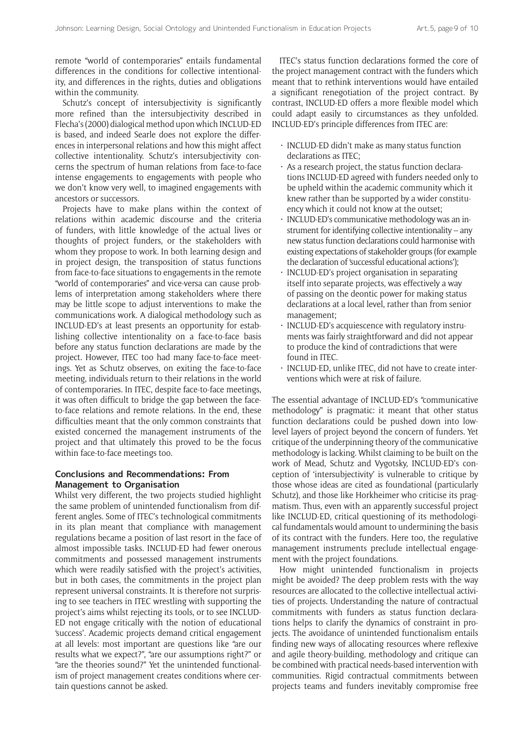remote "world of contemporaries" entails fundamental differences in the conditions for collective intentionality, and differences in the rights, duties and obligations within the community.

Schutz's concept of intersubjectivity is significantly more refined than the intersubjectivity described in Flecha's (2000) dialogical method upon which INCLUD-ED is based, and indeed Searle does not explore the differences in interpersonal relations and how this might affect collective intentionality. Schutz's intersubjectivity concerns the spectrum of human relations from face-to-face intense engagements to engagements with people who we don't know very well, to imagined engagements with ancestors or successors.

Projects have to make plans within the context of relations within academic discourse and the criteria of funders, with little knowledge of the actual lives or thoughts of project funders, or the stakeholders with whom they propose to work. In both learning design and in project design, the transposition of status functions from face-to-face situations to engagements in the remote "world of contemporaries" and vice-versa can cause problems of interpretation among stakeholders where there may be little scope to adjust interventions to make the communications work. A dialogical methodology such as INCLUD-ED's at least presents an opportunity for establishing collective intentionality on a face-to-face basis before any status function declarations are made by the project. However, ITEC too had many face-to-face meetings. Yet as Schutz observes, on exiting the face-to-face meeting, individuals return to their relations in the world of contemporaries. In ITEC, despite face-to-face meetings, it was often difficult to bridge the gap between the face-to-face relations and remote relations. In the end, these difficulties meant that the only common constraints that existed concerned the management instruments of the project and that ultimately this proved to be the focus within face-to-face meetings too.

## Conclusions and Recommendations: From Management to Organisation

Whilst very different, the two projects studied highlight the same problem of unintended functionalism from different angles. Some of ITEC's technological commitments in its plan meant that compliance with management regulations became a position of last resort in the face of almost impossible tasks. INCLUD-ED had fewer onerous commitments and possessed management instruments which were readily satisfied with the project's activities, but in both cases, the commitments in the project plan represent universal constraints. It is therefore not surprising to see teachers in ITEC wrestling with supporting the project's aims whilst rejecting its tools, or to see INCLUD-ED not engage critically with the notion of educational 'success'. Academic projects demand critical engagement at all levels: most important are questions like "are our results what we expect?", "are our assumptions right?" or "are the theories sound?" Yet the unintended functionalism of project management creates conditions where certain questions cannot be asked.

ITEC's status function declarations formed the core of the project management contract with the funders which meant that to rethink interventions would have entailed a significant renegotiation of the project contract. By contrast, INCLUD-ED offers a more flexible model which could adapt easily to circumstances as they unfolded. INCLUD-ED's principle differences from ITEC are:

- INCLUD-ED didn't make as many status function declarations as ITEC;
- As a research project, the status function declarations INCLUD-ED agreed with funders needed only to be upheld within the academic community which it knew rather than be supported by a wider constituency which it could not know at the outset;
- INCLUD-ED's communicative methodology was an instrument for identifying collective intentionality – any new status function declarations could harmonise with existing expectations of stakeholder groups (for example the declaration of 'successful educational actions');
- INCLUD-ED's project organisation in separating itself into separate projects, was effectively a way of passing on the deontic power for making status declarations at a local level, rather than from senior management;
- INCLUD-ED's acquiescence with regulatory instruments was fairly straightforward and did not appear to produce the kind of contradictions that were found in ITEC.
- INCLUD-ED, unlike ITEC, did not have to create interventions which were at risk of failure.

The essential advantage of INCLUD-ED's "communicative methodology" is pragmatic: it meant that other status function declarations could be pushed down into low-level layers of project beyond the concern of funders. Yet critique of the underpinning theory of the communicative methodology is lacking. Whilst claiming to be built on the work of Mead, Schutz and Vygotsky, INCLUD-ED's conception of 'intersubjectivity' is vulnerable to critique by those whose ideas are cited as foundational (particularly Schutz), and those like Horkheimer who criticise its pragmatism. Thus, even with an apparently successful project like INCLUD-ED, critical questioning of its methodological fundamentals would amount to undermining the basis of its contract with the funders. Here too, the regulative management instruments preclude intellectual engagement with the project foundations.

How might unintended functionalism in projects might be avoided? The deep problem rests with the way resources are allocated to the collective intellectual activities of projects. Understanding the nature of contractual commitments with funders as status function declarations helps to clarify the dynamics of constraint in projects. The avoidance of unintended functionalism entails finding new ways of allocating resources where reflexive and agile theory-building, methodology and critique can be combined with practical needs-based intervention with communities. Rigid contractual commitments between projects teams and funders inevitably compromise free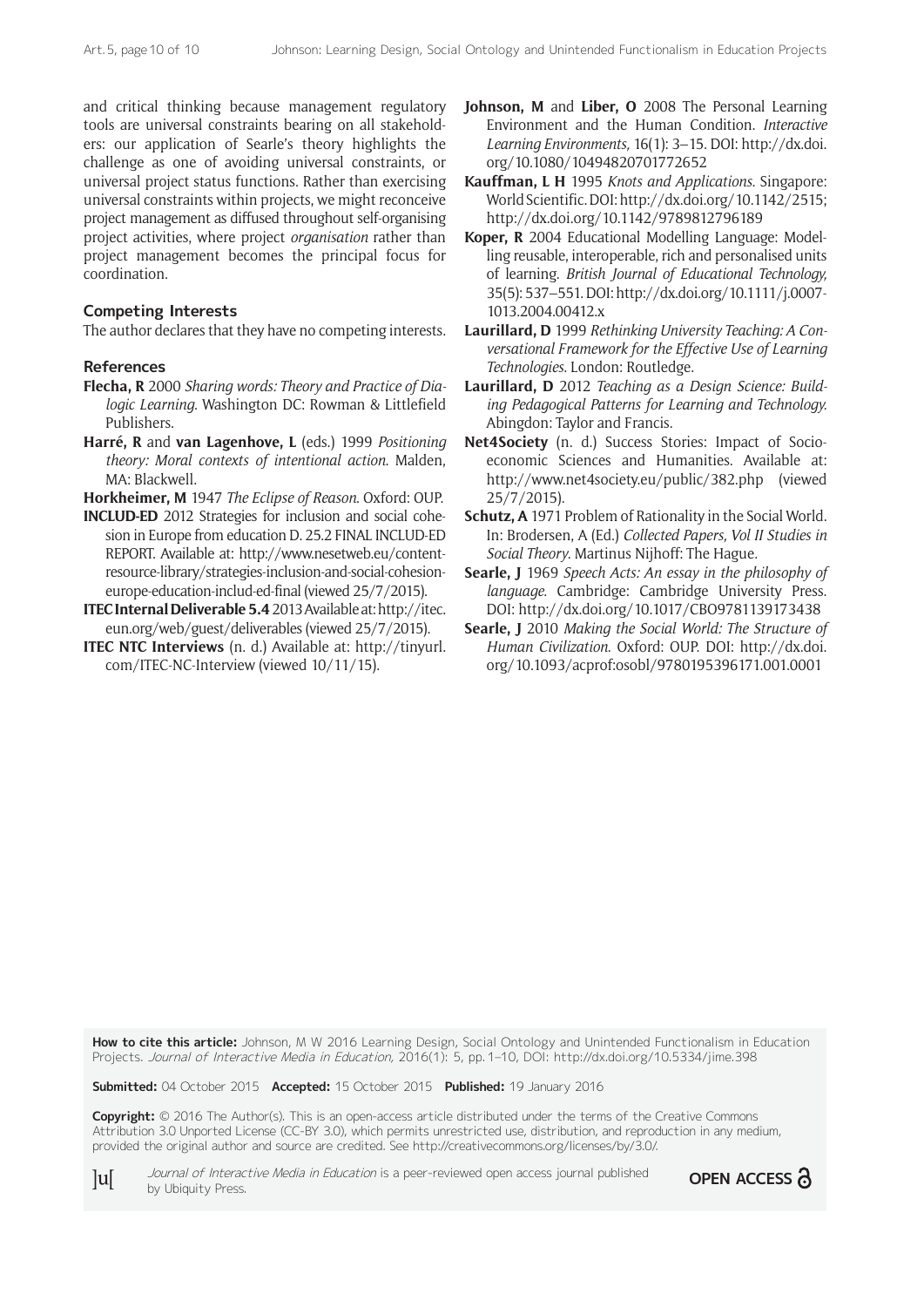and critical thinking because management regulatory tools are universal constraints bearing on all stakeholders: our application of Searle's theory highlights the challenge as one of avoiding universal constraints, or universal project status functions. Rather than exercising universal constraints within projects, we might reconceive project management as diffused throughout self-organising project activities, where project *organisation* rather than project management becomes the principal focus for coordination.

### Competing Interests

The author declares that they have no competing interests.

### References

**Flecha, R** 2000 *Sharing words: Theory and Practice of Dialogic Learning*. Washington DC: Rowman & Littlefield Publishers.

**Harré, R** and **van Lagenhove, L** (eds.) 1999 *Positioning theory: Moral contexts of intentional action*. Malden, MA: Blackwell.

**Horkheimer, M** 1947 *The Eclipse of Reason*. Oxford: OUP.

**INCLUD-ED** 2012 Strategies for inclusion and social cohesion in Europe from education D. 25.2 FINAL INCLUD-ED REPORT. Available at: http://www.nesetweb.eu/content-resource-library/strategies-inclusion-and-social-cohesion-europe-education-includ-ed-final (viewed 25/7/2015).

**ITEC Internal Deliverable 5.4** 2013 Available at: http://itec.eun.org/web/guest/deliverables (viewed 25/7/2015).

**ITEC NTC Interviews** (n. d.) Available at: http://tinyurl.com/ITEC-NC-Interview (viewed 10/11/15).

**Johnson, M** and **Liber, O** 2008 The Personal Learning Environment and the Human Condition. *Interactive Learning Environments*, 16(1): 3–15. DOI: http://dx.doi.org/10.1080/10494820701772652

**Kauffman, L H** 1995 *Knots and Applications*. Singapore: World Scientific. DOI: http://dx.doi.org/10.1142/2515; http://dx.doi.org/10.1142/9789812796189

**Koper, R** 2004 Educational Modelling Language: Modelling reusable, interoperable, rich and personalised units of learning. *British Journal of Educational Technology*, 35(5): 537–551. DOI: http://dx.doi.org/10.1111/j.0007-1013.2004.00412.x

**Laurillard, D** 1999 *Rethinking University Teaching: A Conversational Framework for the Effective Use of Learning Technologies*. London: Routledge.

**Laurillard, D** 2012 *Teaching as a Design Science: Building Pedagogical Patterns for Learning and Technology*. Abingdon: Taylor and Francis.

**Net4Society** (n. d.) Success Stories: Impact of Socio-economic Sciences and Humanities. Available at: http://www.net4society.eu/public/382.php (viewed 25/7/2015).

**Schutz, A** 1971 Problem of Rationality in the Social World. In: Brodersen, A (Ed.) *Collected Papers, Vol II Studies in Social Theory*. Martinus Nijhoff: The Hague.

**Searle, J** 1969 *Speech Acts: An essay in the philosophy of language*. Cambridge: Cambridge University Press. DOI: http://dx.doi.org/10.1017/CBO9781139173438

**Searle, J** 2010 *Making the Social World: The Structure of Human Civilization*. Oxford: OUP. DOI: http://dx.doi.org/10.1093/acprof:osobl/9780195396171.001.0001

**How to cite this article:** Johnson, M W 2016 Learning Design, Social Ontology and Unintended Functionalism in Education Projects. *Journal of Interactive Media in Education*, 2016(1): 5, pp. 1–10, DOI: http://dx.doi.org/10.5334/jime.398

**Submitted:** 04 October 2015 **Accepted:** 15 October 2015 **Published:** 19 January 2016

**Copyright:** © 2016 The Author(s). This is an open-access article distributed under the terms of the Creative Commons Attribution 3.0 Unported License (CC-BY 3.0), which permits unrestricted use, distribution, and reproduction in any medium, provided the original author and source are credited. See http://creativecommons.org/licenses/by/3.0/.

*Journal of Interactive Media in Education* is a peer-reviewed open access journal published by Ubiquity Press.

**OPEN ACCESS**